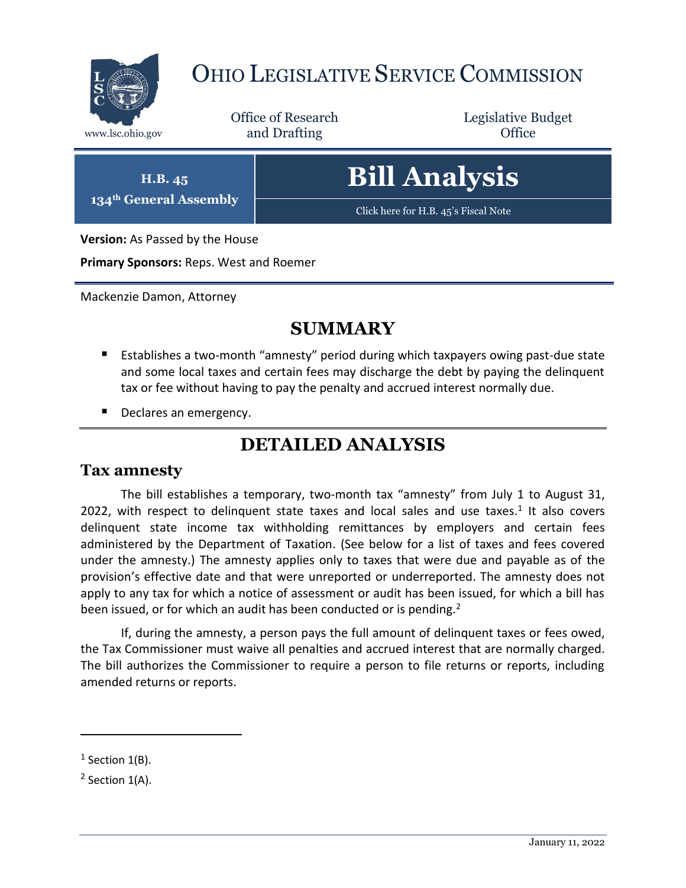# OHIO LEGISLATIVE SERVICE COMMISSION

www.lsc.ohio.gov

Office of Research and Drafting

Legislative Budget Office

**H.B. 45**
**134th General Assembly**

# Bill Analysis

Click here for H.B. 45's Fiscal Note

**Version:** As Passed by the House

**Primary Sponsors:** Reps. West and Roemer

Mackenzie Damon, Attorney

## SUMMARY

- Establishes a two-month "amnesty" period during which taxpayers owing past-due state and some local taxes and certain fees may discharge the debt by paying the delinquent tax or fee without having to pay the penalty and accrued interest normally due.
- Declares an emergency.

## DETAILED ANALYSIS

### Tax amnesty

The bill establishes a temporary, two-month tax "amnesty" from July 1 to August 31, 2022, with respect to delinquent state taxes and local sales and use taxes.[1] It also covers delinquent state income tax withholding remittances by employers and certain fees administered by the Department of Taxation. (See below for a list of taxes and fees covered under the amnesty.) The amnesty applies only to taxes that were due and payable as of the provision's effective date and that were unreported or underreported. The amnesty does not apply to any tax for which a notice of assessment or audit has been issued, for which a bill has been issued, or for which an audit has been conducted or is pending.[2]

If, during the amnesty, a person pays the full amount of delinquent taxes or fees owed, the Tax Commissioner must waive all penalties and accrued interest that are normally charged. The bill authorizes the Commissioner to require a person to file returns or reports, including amended returns or reports.

[1] Section 1(B).

[2] Section 1(A).

January 11, 2022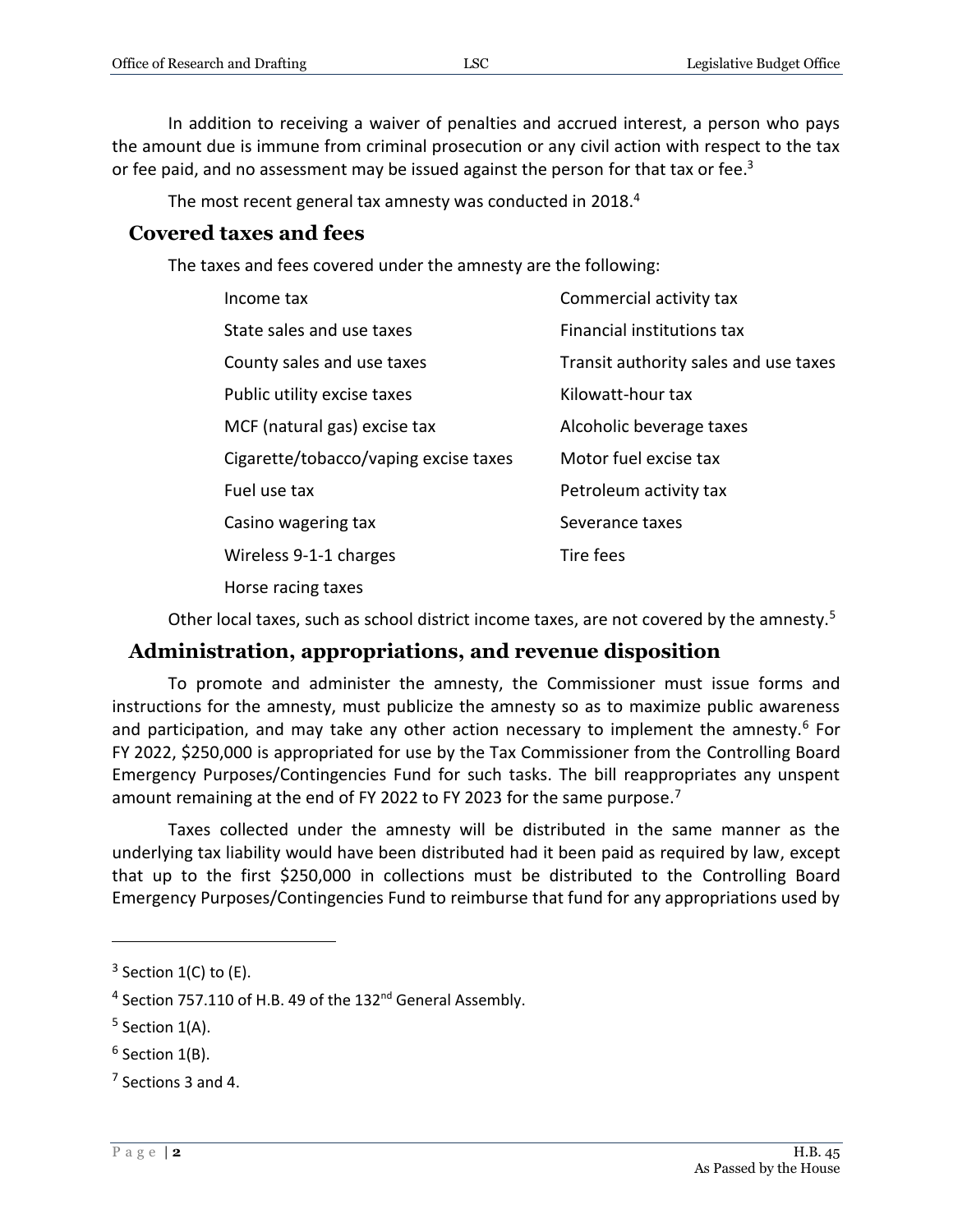In addition to receiving a waiver of penalties and accrued interest, a person who pays the amount due is immune from criminal prosecution or any civil action with respect to the tax or fee paid, and no assessment may be issued against the person for that tax or fee.[3]

The most recent general tax amnesty was conducted in 2018.[4]

## Covered taxes and fees

The taxes and fees covered under the amnesty are the following:

| | |
|---|---|
| Income tax | Commercial activity tax |
| State sales and use taxes | Financial institutions tax |
| County sales and use taxes | Transit authority sales and use taxes |
| Public utility excise taxes | Kilowatt-hour tax |
| MCF (natural gas) excise tax | Alcoholic beverage taxes |
| Cigarette/tobacco/vaping excise taxes | Motor fuel excise tax |
| Fuel use tax | Petroleum activity tax |
| Casino wagering tax | Severance taxes |
| Wireless 9-1-1 charges | Tire fees |
| Horse racing taxes | |

Other local taxes, such as school district income taxes, are not covered by the amnesty.[5]

## Administration, appropriations, and revenue disposition

To promote and administer the amnesty, the Commissioner must issue forms and instructions for the amnesty, must publicize the amnesty so as to maximize public awareness and participation, and may take any other action necessary to implement the amnesty.[6] For FY 2022, $250,000 is appropriated for use by the Tax Commissioner from the Controlling Board Emergency Purposes/Contingencies Fund for such tasks. The bill reappropriates any unspent amount remaining at the end of FY 2022 to FY 2023 for the same purpose.[7]

Taxes collected under the amnesty will be distributed in the same manner as the underlying tax liability would have been distributed had it been paid as required by law, except that up to the first $250,000 in collections must be distributed to the Controlling Board Emergency Purposes/Contingencies Fund to reimburse that fund for any appropriations used by

---

[3] Section 1(C) to (E).

[4] Section 757.110 of H.B. 49 of the 132nd General Assembly.

[5] Section 1(A).

[6] Section 1(B).

[7] Sections 3 and 4.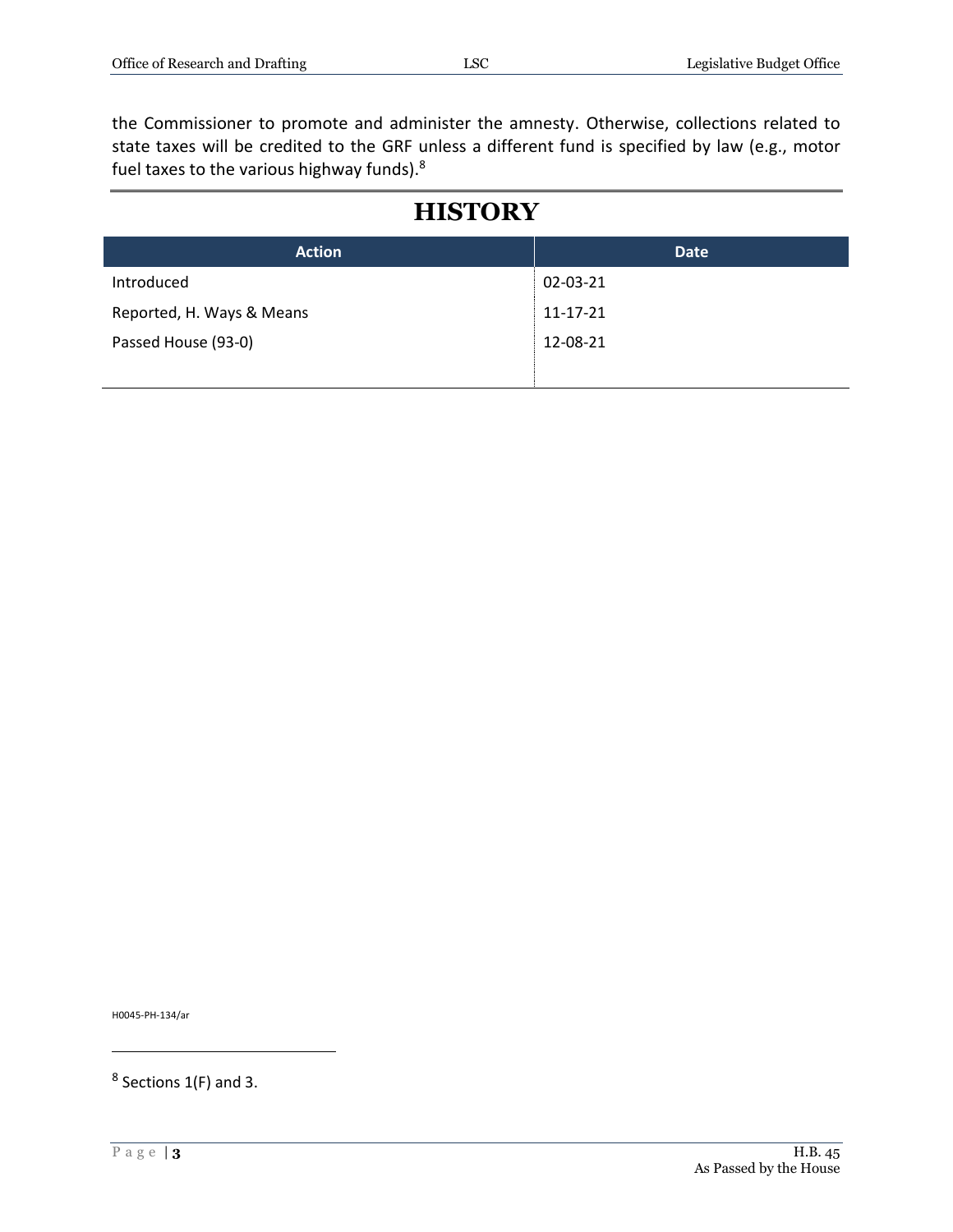the Commissioner to promote and administer the amnesty. Otherwise, collections related to state taxes will be credited to the GRF unless a different fund is specified by law (e.g., motor fuel taxes to the various highway funds).[8]

# HISTORY

| Action | Date |
| --- | --- |
| Introduced | 02-03-21 |
| Reported, H. Ways & Means | 11-17-21 |
| Passed House (93-0) | 12-08-21 |

H0045-PH-134/ar

[8] Sections 1(F) and 3.